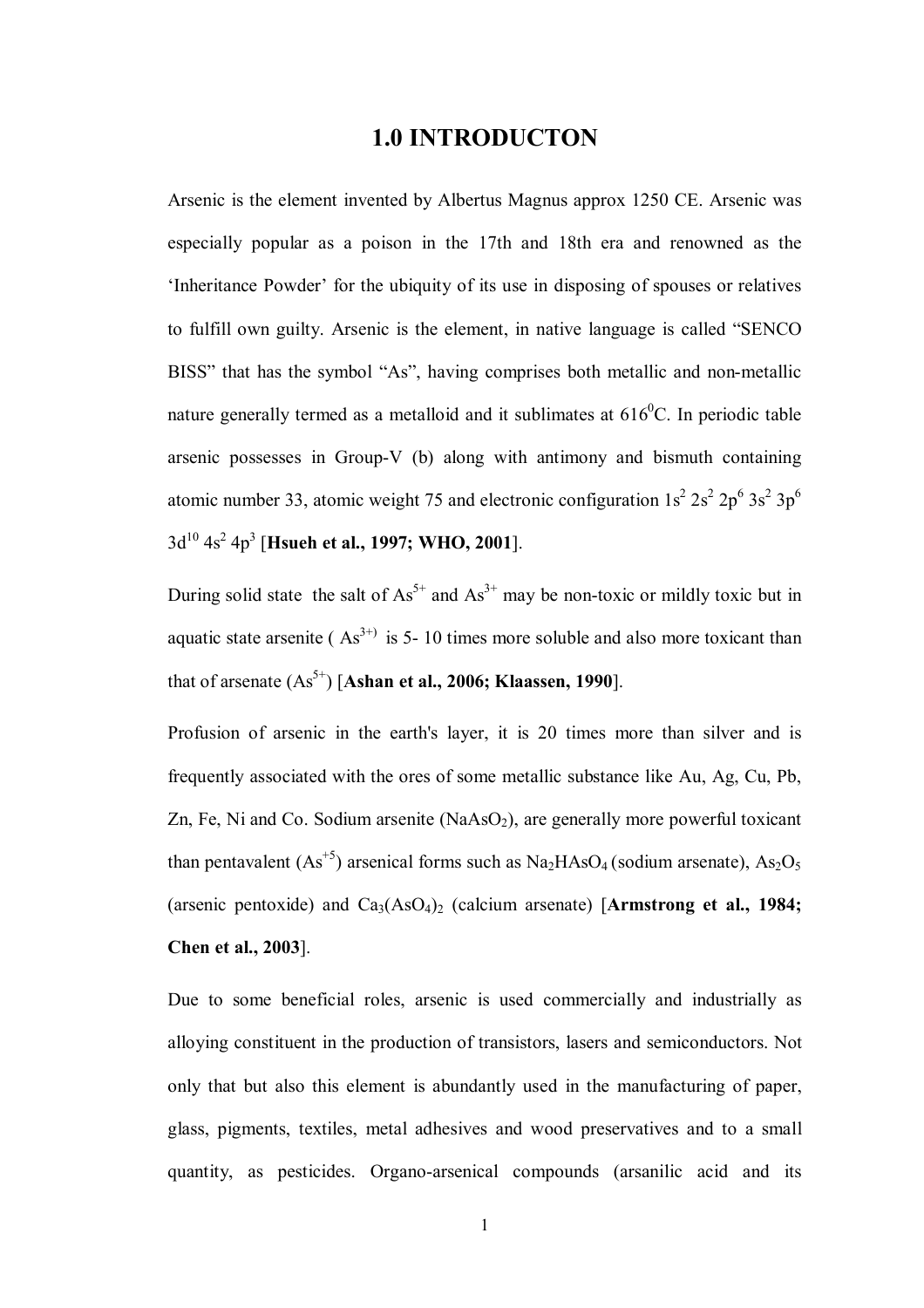# 1.0 INTRODUCTON

Arsenic is the element invented by Albertus Magnus approx 1250 CE. Arsenic was especially popular as a poison in the 17th and 18th era and renowned as the 'Inheritance Powder' for the ubiquity of its use in disposing of spouses or relatives to fulfill own guilty. Arsenic is the element, in native language is called "SENCO BISS" that has the symbol "As", having comprises both metallic and non-metallic nature generally termed as a metalloid and it sublimates at $616^0C$. In periodic table arsenic possesses in Group-V (b) along with antimony and bismuth containing atomic number 33, atomic weight 75 and electronic configuration $1s^2\ 2s^2\ 2p^6\ 3s^2\ 3p^6\ 3d^{10}\ 4s^2\ 4p^3$ [**Hsueh et al., 1997; WHO, 2001**].

During solid state the salt of $As^{5+}$ and $As^{3+}$ may be non-toxic or mildly toxic but in aquatic state arsenite ( $As^{3+)}$ is 5- 10 times more soluble and also more toxicant than that of arsenate ($As^{5+}$) [**Ashan et al., 2006; Klaassen, 1990**].

Profusion of arsenic in the earth's layer, it is 20 times more than silver and is frequently associated with the ores of some metallic substance like Au, Ag, Cu, Pb, Zn, Fe, Ni and Co. Sodium arsenite ($NaAsO_2$), are generally more powerful toxicant than pentavalent ($As^{+5}$) arsenical forms such as $Na_2HAsO_4$ (sodium arsenate), $As_2O_5$ (arsenic pentoxide) and $Ca_3(AsO_4)_2$ (calcium arsenate) [**Armstrong et al., 1984; Chen et al., 2003**].

Due to some beneficial roles, arsenic is used commercially and industrially as alloying constituent in the production of transistors, lasers and semiconductors. Not only that but also this element is abundantly used in the manufacturing of paper, glass, pigments, textiles, metal adhesives and wood preservatives and to a small quantity, as pesticides. Organo-arsenical compounds (arsanilic acid and its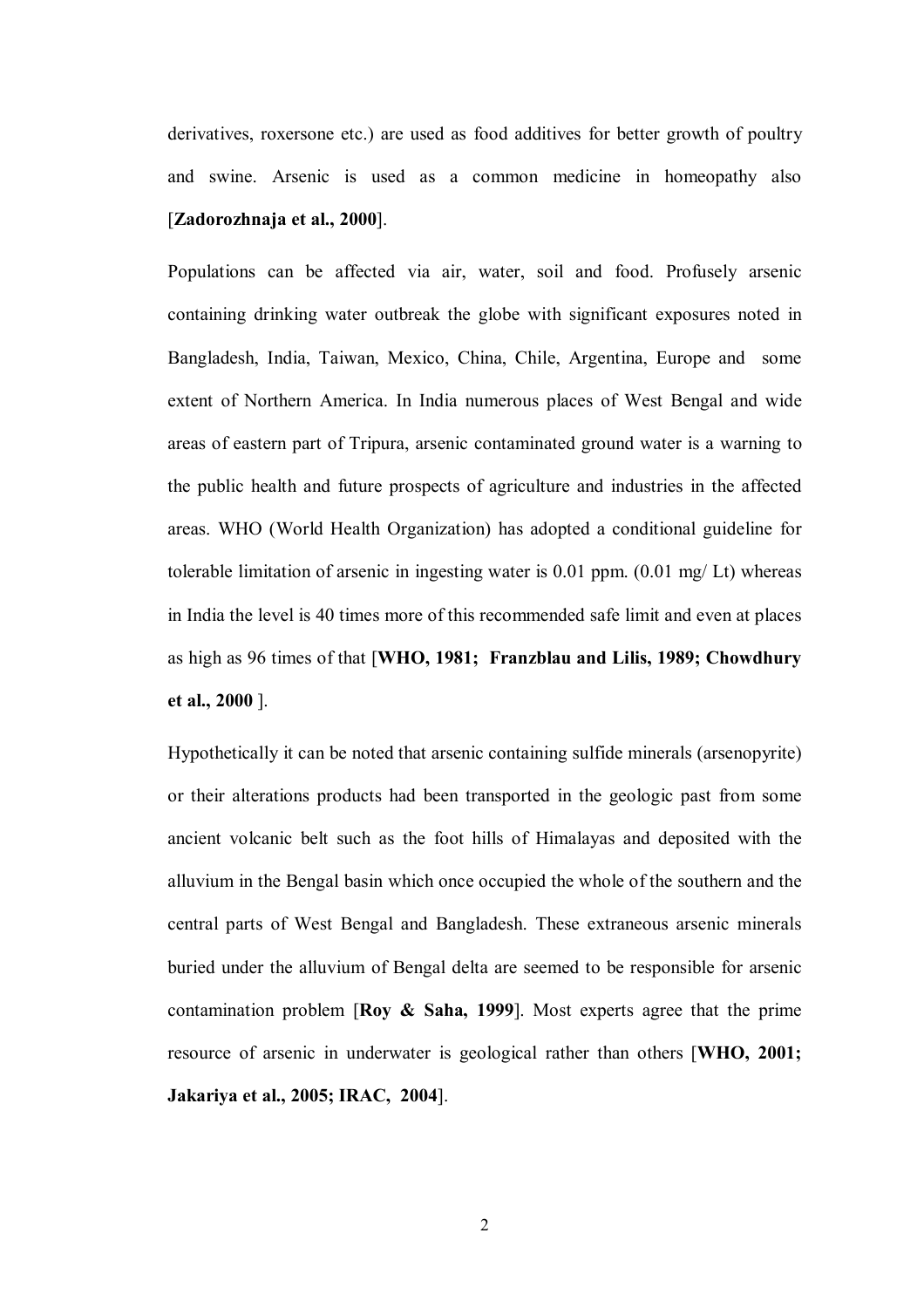derivatives, roxersone etc.) are used as food additives for better growth of poultry and swine. Arsenic is used as a common medicine in homeopathy also [**Zadorozhnaja et al., 2000**].

Populations can be affected via air, water, soil and food. Profusely arsenic containing drinking water outbreak the globe with significant exposures noted in Bangladesh, India, Taiwan, Mexico, China, Chile, Argentina, Europe and some extent of Northern America. In India numerous places of West Bengal and wide areas of eastern part of Tripura, arsenic contaminated ground water is a warning to the public health and future prospects of agriculture and industries in the affected areas. WHO (World Health Organization) has adopted a conditional guideline for tolerable limitation of arsenic in ingesting water is 0.01 ppm. (0.01 mg/ Lt) whereas in India the level is 40 times more of this recommended safe limit and even at places as high as 96 times of that [**WHO, 1981; Franzblau and Lilis, 1989; Chowdhury et al., 2000** ].

Hypothetically it can be noted that arsenic containing sulfide minerals (arsenopyrite) or their alterations products had been transported in the geologic past from some ancient volcanic belt such as the foot hills of Himalayas and deposited with the alluvium in the Bengal basin which once occupied the whole of the southern and the central parts of West Bengal and Bangladesh. These extraneous arsenic minerals buried under the alluvium of Bengal delta are seemed to be responsible for arsenic contamination problem [**Roy & Saha, 1999**]. Most experts agree that the prime resource of arsenic in underwater is geological rather than others [**WHO, 2001; Jakariya et al., 2005; IRAC, 2004**].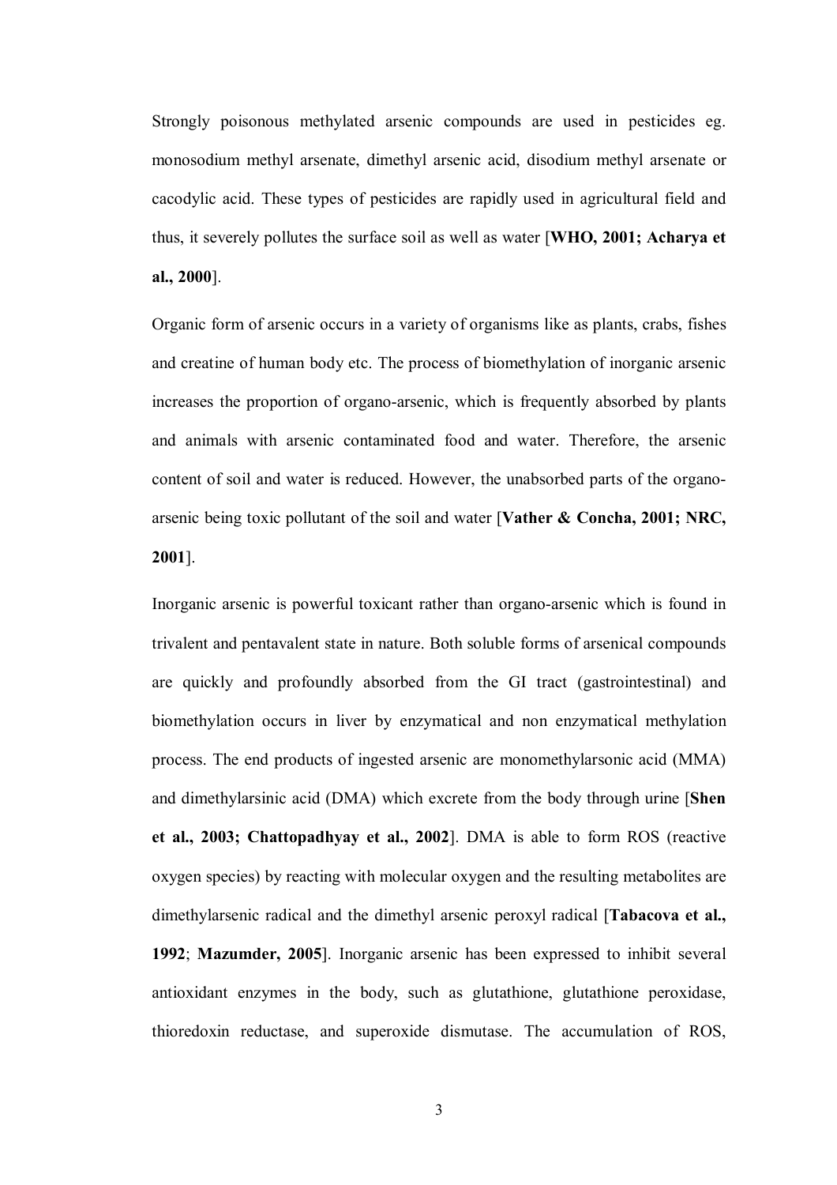Strongly poisonous methylated arsenic compounds are used in pesticides eg. monosodium methyl arsenate, dimethyl arsenic acid, disodium methyl arsenate or cacodylic acid. These types of pesticides are rapidly used in agricultural field and thus, it severely pollutes the surface soil as well as water [**WHO, 2001; Acharya et al., 2000**].

Organic form of arsenic occurs in a variety of organisms like as plants, crabs, fishes and creatine of human body etc. The process of biomethylation of inorganic arsenic increases the proportion of organo-arsenic, which is frequently absorbed by plants and animals with arsenic contaminated food and water. Therefore, the arsenic content of soil and water is reduced. However, the unabsorbed parts of the organo-arsenic being toxic pollutant of the soil and water [**Vather & Concha, 2001; NRC, 2001**].

Inorganic arsenic is powerful toxicant rather than organo-arsenic which is found in trivalent and pentavalent state in nature. Both soluble forms of arsenical compounds are quickly and profoundly absorbed from the GI tract (gastrointestinal) and biomethylation occurs in liver by enzymatical and non enzymatical methylation process. The end products of ingested arsenic are monomethylarsonic acid (MMA) and dimethylarsinic acid (DMA) which excrete from the body through urine [**Shen et al., 2003; Chattopadhyay et al., 2002**]. DMA is able to form ROS (reactive oxygen species) by reacting with molecular oxygen and the resulting metabolites are dimethylarsenic radical and the dimethyl arsenic peroxyl radical [**Tabacova et al., 1992**; **Mazumder, 2005**]. Inorganic arsenic has been expressed to inhibit several antioxidant enzymes in the body, such as glutathione, glutathione peroxidase, thioredoxin reductase, and superoxide dismutase. The accumulation of ROS,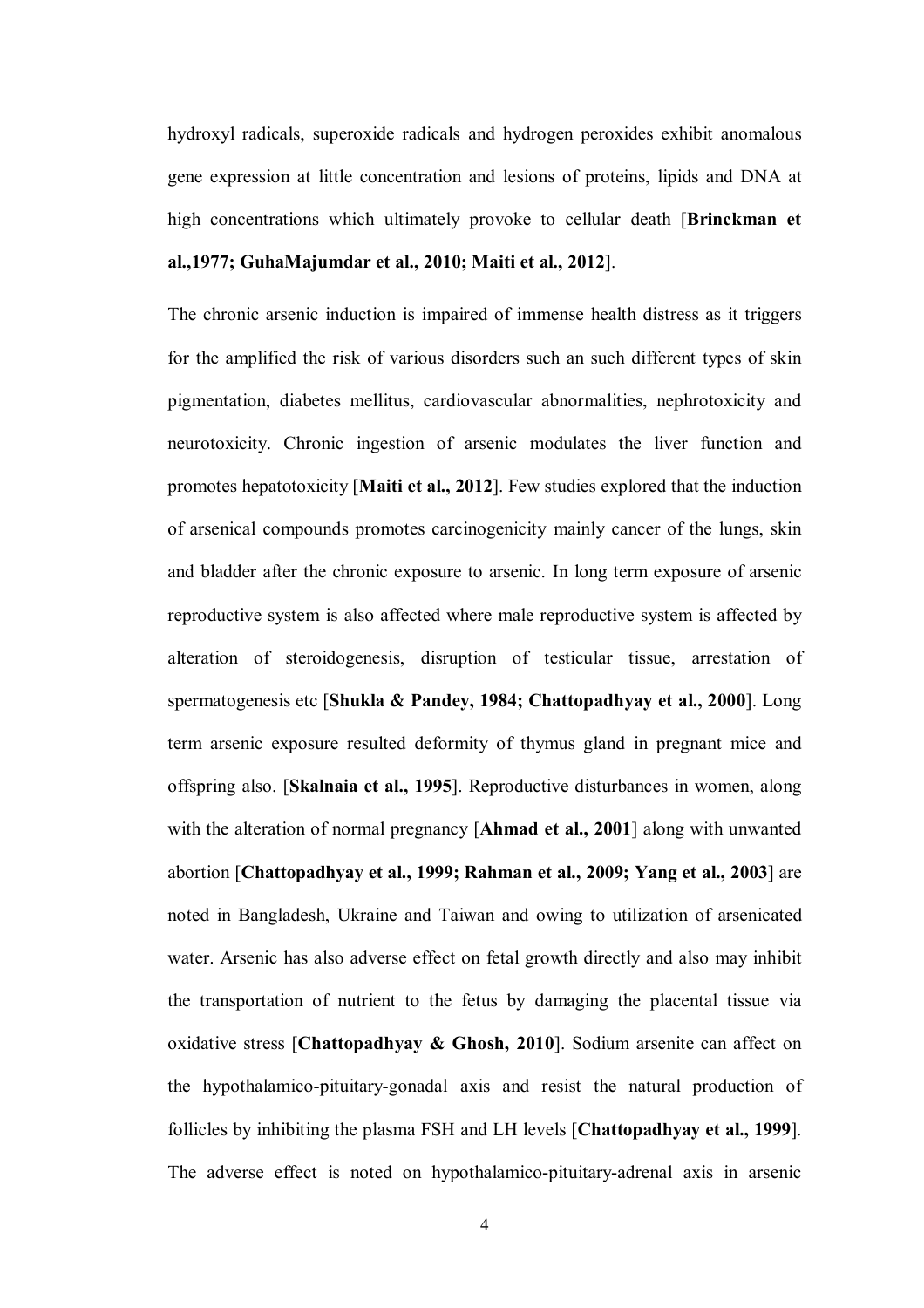hydroxyl radicals, superoxide radicals and hydrogen peroxides exhibit anomalous gene expression at little concentration and lesions of proteins, lipids and DNA at high concentrations which ultimately provoke to cellular death [**Brinckman et al.,1977; GuhaMajumdar et al., 2010; Maiti et al., 2012**].

The chronic arsenic induction is impaired of immense health distress as it triggers for the amplified the risk of various disorders such an such different types of skin pigmentation, diabetes mellitus, cardiovascular abnormalities, nephrotoxicity and neurotoxicity. Chronic ingestion of arsenic modulates the liver function and promotes hepatotoxicity [**Maiti et al., 2012**]. Few studies explored that the induction of arsenical compounds promotes carcinogenicity mainly cancer of the lungs, skin and bladder after the chronic exposure to arsenic. In long term exposure of arsenic reproductive system is also affected where male reproductive system is affected by alteration of steroidogenesis, disruption of testicular tissue, arrestation of spermatogenesis etc [**Shukla & Pandey, 1984; Chattopadhyay et al., 2000**]. Long term arsenic exposure resulted deformity of thymus gland in pregnant mice and offspring also. [**Skalnaia et al., 1995**]. Reproductive disturbances in women, along with the alteration of normal pregnancy [**Ahmad et al., 2001**] along with unwanted abortion [**Chattopadhyay et al., 1999; Rahman et al., 2009; Yang et al., 2003**] are noted in Bangladesh, Ukraine and Taiwan and owing to utilization of arsenicated water. Arsenic has also adverse effect on fetal growth directly and also may inhibit the transportation of nutrient to the fetus by damaging the placental tissue via oxidative stress [**Chattopadhyay & Ghosh, 2010**]. Sodium arsenite can affect on the hypothalamico-pituitary-gonadal axis and resist the natural production of follicles by inhibiting the plasma FSH and LH levels [**Chattopadhyay et al., 1999**]. The adverse effect is noted on hypothalamico-pituitary-adrenal axis in arsenic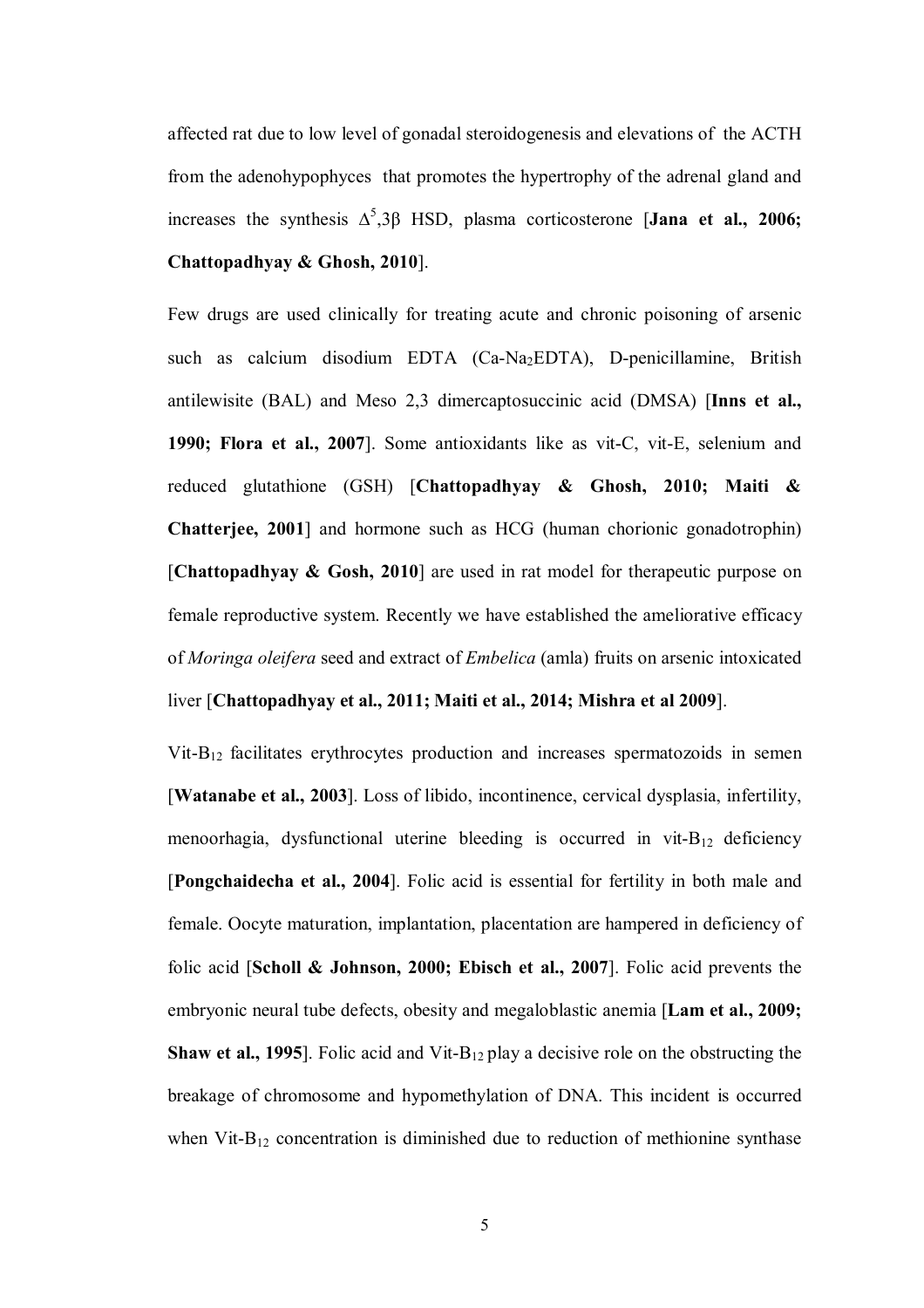affected rat due to low level of gonadal steroidogenesis and elevations of the ACTH from the adenohypophyces that promotes the hypertrophy of the adrenal gland and increases the synthesis $\Delta^5$,3β HSD, plasma corticosterone [**Jana et al., 2006; Chattopadhyay & Ghosh, 2010**].

Few drugs are used clinically for treating acute and chronic poisoning of arsenic such as calcium disodium EDTA (Ca-$Na_2$EDTA), D-penicillamine, British antilewisite (BAL) and Meso 2,3 dimercaptosuccinic acid (DMSA) [**Inns et al., 1990; Flora et al., 2007**]. Some antioxidants like as vit-C, vit-E, selenium and reduced glutathione (GSH) [**Chattopadhyay & Ghosh, 2010; Maiti & Chatterjee, 2001**] and hormone such as HCG (human chorionic gonadotrophin) [**Chattopadhyay & Gosh, 2010**] are used in rat model for therapeutic purpose on female reproductive system. Recently we have established the ameliorative efficacy of *Moringa oleifera* seed and extract of *Embelica* (amla) fruits on arsenic intoxicated liver [**Chattopadhyay et al., 2011; Maiti et al., 2014; Mishra et al 2009**].

Vit-$B_{12}$ facilitates erythrocytes production and increases spermatozoids in semen [**Watanabe et al., 2003**]. Loss of libido, incontinence, cervical dysplasia, infertility, menoorhagia, dysfunctional uterine bleeding is occurred in vit-$B_{12}$ deficiency [**Pongchaidecha et al., 2004**]. Folic acid is essential for fertility in both male and female. Oocyte maturation, implantation, placentation are hampered in deficiency of folic acid [**Scholl & Johnson, 2000; Ebisch et al., 2007**]. Folic acid prevents the embryonic neural tube defects, obesity and megaloblastic anemia [**Lam et al., 2009; Shaw et al., 1995**]. Folic acid and Vit-$B_{12}$ play a decisive role on the obstructing the breakage of chromosome and hypomethylation of DNA. This incident is occurred when Vit-$B_{12}$ concentration is diminished due to reduction of methionine synthase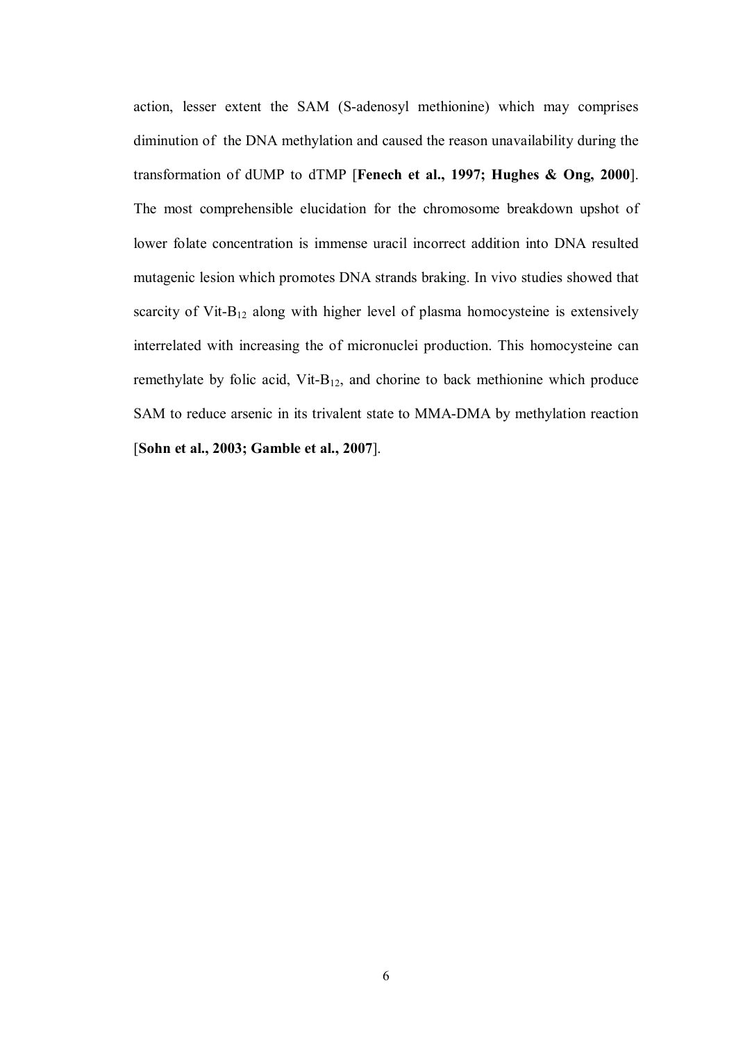action, lesser extent the SAM (S-adenosyl methionine) which may comprises diminution of the DNA methylation and caused the reason unavailability during the transformation of dUMP to dTMP [**Fenech et al., 1997; Hughes & Ong, 2000**]. The most comprehensible elucidation for the chromosome breakdown upshot of lower folate concentration is immense uracil incorrect addition into DNA resulted mutagenic lesion which promotes DNA strands braking. In vivo studies showed that scarcity of Vit-$B_{12}$ along with higher level of plasma homocysteine is extensively interrelated with increasing the of micronuclei production. This homocysteine can remethylate by folic acid, Vit-$B_{12}$, and chorine to back methionine which produce SAM to reduce arsenic in its trivalent state to MMA-DMA by methylation reaction [**Sohn et al., 2003; Gamble et al., 2007**].